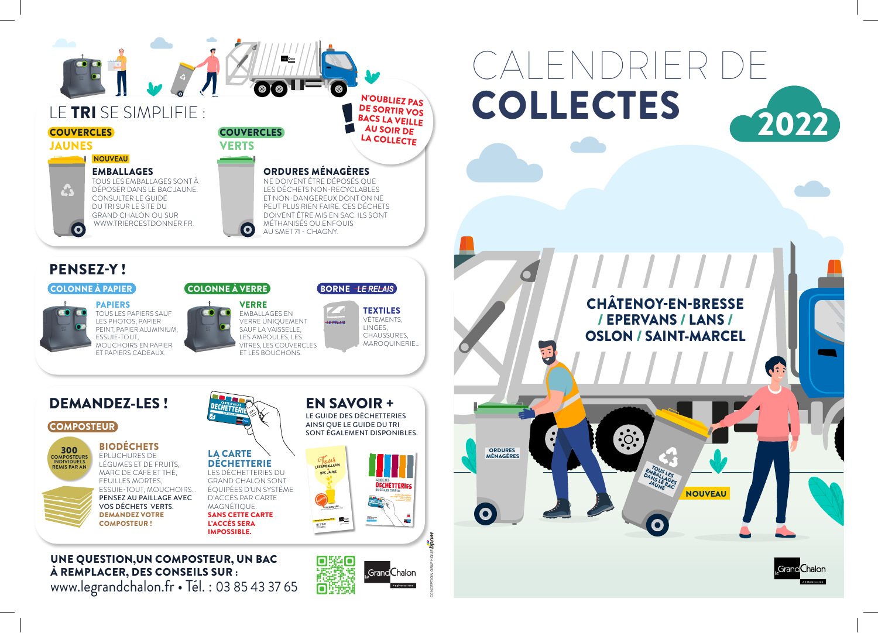# LE TRI SE SIMPLIFIE :

N'OUBLIEZ PAS DE SORTIR VOS BACS LA VEILLE AU SOIR DE LA COLLECTE

## COUVERCLES JAUNES

NOUVEAU

### EMBALLAGES

TOUS LES EMBALLAGES SONT À DÉPOSER DANS LE BAC JAUNE. CONSULTER LE GUIDE DU TRI SUR LE SITE DU GRAND CHALON OU SUR WWW.TRIERCESTDONNER.FR.

## COUVERCLES VERTS

### ORDURES MÉNAGÈRES

NE DOIVENT ÊTRE DÉPOSÉS QUE LES DÉCHETS NON-RECYCLABLES ET NON-DANGEREUX DONT ON NE PEUT PLUS RIEN FAIRE. CES DÉCHETS DOIVENT ÊTRE MIS EN SAC. ILS SONT MÉTHANISÉS OU ENFOUIS AU SMET 71 - CHAGNY.

# PENSEZ-Y !

## COLONNE À PAPIER

### PAPIERS

TOUS LES PAPIERS SAUF LES PHOTOS, PAPIER PEINT, PAPIER ALUMINIUM, ESSUIE-TOUT, MOUCHOIRS EN PAPIER ET PAPIERS CADEAUX.

## COLONNE À VERRE

### VERRE

EMBALLAGES EN VERRE UNIQUEMENT SAUF LA VAISSELLE, LES AMPOULES, LES VITRES, LES COUVERCLES ET LES BOUCHONS.

## BORNE *LE RELAIS*

### TEXTILES

VÊTEMENTS, LINGES, CHAUSSURES, MAROQUINERIE...

# DEMANDEZ-LES !

## COMPOSTEUR

300 COMPOSTEURS INDIVIDUELS REMIS PAR AN

### BIODÉCHETS

ÉPLUCHURES DE LÉGUMES ET DE FRUITS, MARC DE CAFÉ ET THÉ, FEUILLES MORTES, ESSUIE-TOUT, MOUCHOIRS...

**PENSEZ AU PAILLAGE AVEC VOS DÉCHETS VERTS.**

**DEMANDEZ VOTRE COMPOSTEUR !**

### LA CARTE DÉCHETTERIE

LES DÉCHETTERIES DU GRAND CHALON SONT ÉQUIPÉES D'UN SYSTÈME D'ACCÈS PAR CARTE MAGNÉTIQUE.

**SANS CETTE CARTE L'ACCÈS SERA IMPOSSIBLE.**

# EN SAVOIR +

LE GUIDE DES DÉCHETTERIES AINSI QUE LE GUIDE DU TRI SONT ÉGALEMENT DISPONIBLES.

**UNE QUESTION, UN COMPOSTEUR, UN BAC À REMPLACER, DES CONSEILS SUR :**

www.legrandchalon.fr • Tél. : 03 85 43 37 65

Le Grand Chalon

CONCEPTION GRAPHIQUE bpm

# CALENDRIER DE **COLLECTES** 2022

## CHÂTENOY-EN-BRESSE / EPERVANS / LANS / OSLON / SAINT-MARCEL

ORDURES MÉNAGÈRES

TOUS LES EMBALLAGES DANS LE BAC JAUNE

NOUVEAU

Le Grand Chalon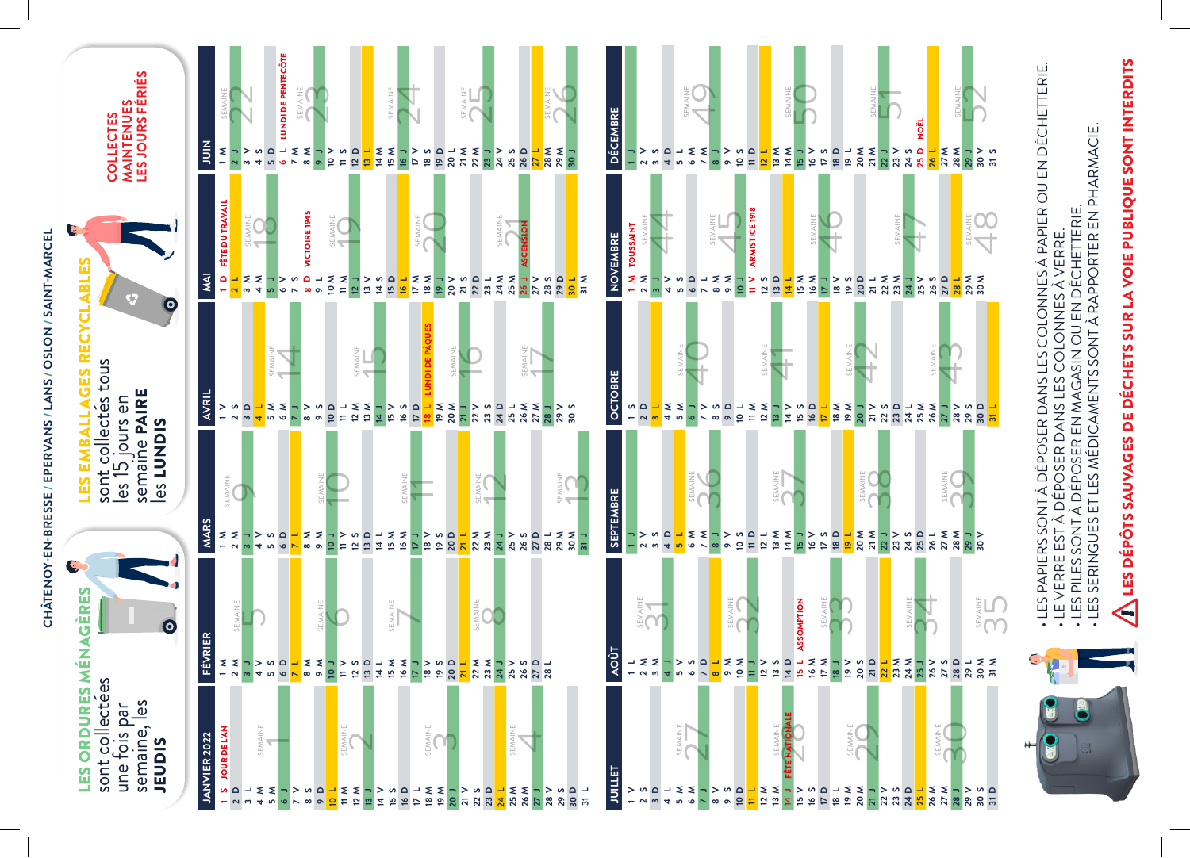# CHÂTENOY-EN-BRESSE / EPERVANS / LANS / OSLON / SAINT-MARCEL

**LES ORDURES MÉNAGÈRES** sont collectées une fois par semaine, les **JEUDIS**

**LES EMBALLAGES RECYCLABLES** sont collectés tous les 15 jours en semaine **PAIRE** les **LUNDIS**

**COLLECTES MAINTENUES LES JOURS FÉRIÉS**

| | JANVIER 2022 | FÉVRIER | MARS | AVRIL | MAI | JUIN |
|---|---|---|---|---|---|---|
| 1 | 1 S JOUR DE L'AN | 1 M | 1 M | 1 V | 1 D FÊTE DU TRAVAIL | 1 M |
| 2 | 2 D | 2 M | 2 M | 2 S | 2 L | 2 J |
| 3 | 3 L | 3 J | 3 J | 3 D | 3 M | 3 V |
| 4 | 4 M | 4 V | 4 V | 4 L | 4 M | 4 S |
| 5 | 5 M | 5 S | 5 S | 5 M | 5 J | 5 D |
| 6 | 6 J | 6 D | 6 D | 6 M | 6 V | 6 L LUNDI DE PENTECÔTE |
| 7 | 7 V | 7 L | 7 L | 7 J | 7 S | 7 M |
| 8 | 8 S | 8 M | 8 M | 8 V | 8 D VICTOIRE 1945 | 8 M |
| 9 | 9 D | 9 M | 9 M | 9 S | 9 L | 9 J |
| 10 | 10 L | 10 J | 10 J | 10 D | 10 M | 10 V |
| 11 | 11 M | 11 V | 11 V | 11 L | 11 M | 11 S |
| 12 | 12 M | 12 S | 12 S | 12 M | 12 J | 12 D |
| 13 | 13 J | 13 D | 13 D | 13 M | 13 V | 13 L |
| 14 | 14 V | 14 L | 14 L | 14 J | 14 S | 14 M |
| 15 | 15 S | 15 M | 15 M | 15 V | 15 D | 15 M |
| 16 | 16 D | 16 M | 16 M | 16 S | 16 L | 16 J |
| 17 | 17 L | 17 J | 17 J | 17 D | 17 M | 17 V |
| 18 | 18 M | 18 V | 18 V | 18 L LUNDI DE PÂQUES | 18 M | 18 S |
| 19 | 19 M | 19 S | 19 S | 19 M | 19 J | 19 D |
| 20 | 20 J | 20 D | 20 D | 20 M | 20 V | 20 L |
| 21 | 21 V | 21 L | 21 L | 21 J | 21 S | 21 M |
| 22 | 22 S | 22 M | 22 M | 22 V | 22 D | 22 M |
| 23 | 23 D | 23 M | 23 M | 23 S | 23 L | 23 J |
| 24 | 24 L | 24 J | 24 J | 24 D | 24 M | 24 V |
| 25 | 25 M | 25 V | 25 V | 25 L | 25 M | 25 S |
| 26 | 26 M | 26 S | 26 S | 26 M | 26 J ASCENSION | 26 D |
| 27 | 27 J | 27 D | 27 D | 27 M | 27 V | 27 L |
| 28 | 28 V | 28 L | 28 L | 28 J | 28 S | 28 M |
| 29 | 29 S | | 29 M | 29 V | 29 D | 29 M |
| 30 | 30 D | | 30 M | 30 S | 30 L | 30 J |
| 31 | 31 L | | 31 J | | 31 M | |

| | JUILLET | AOÛT | SEPTEMBRE | OCTOBRE | NOVEMBRE | DÉCEMBRE |
|---|---|---|---|---|---|---|
| 1 | 1 V | 1 L | 1 J | 1 S | 1 M TOUSSAINT | 1 J |
| 2 | 2 S | 2 M | 2 V | 2 D | 2 M | 2 V |
| 3 | 3 D | 3 M | 3 S | 3 L | 3 J | 3 S |
| 4 | 4 L | 4 J | 4 D | 4 M | 4 V | 4 D |
| 5 | 5 M | 5 V | 5 L | 5 M | 5 S | 5 L |
| 6 | 6 M | 6 S | 6 M | 6 J | 6 D | 6 M |
| 7 | 7 J | 7 D | 7 M | 7 V | 7 L | 7 M |
| 8 | 8 V | 8 L | 8 J | 8 S | 8 M | 8 J |
| 9 | 9 S | 9 M | 9 V | 9 D | 9 M | 9 V |
| 10 | 10 D | 10 M | 10 S | 10 L | 10 J | 10 S |
| 11 | 11 L | 11 J | 11 D | 11 M | 11 V ARMISTICE 1918 | 11 D |
| 12 | 12 M | 12 V | 12 L | 12 M | 12 S | 12 L |
| 13 | 13 M | 13 S | 13 M | 13 J | 13 D | 13 M |
| 14 | 14 J FÊTE NATIONALE | 14 D | 14 M | 14 V | 14 L | 14 M |
| 15 | 15 V | 15 L ASSOMPTION | 15 J | 15 S | 15 M | 15 J |
| 16 | 16 S | 16 M | 16 V | 16 D | 16 M | 16 V |
| 17 | 17 D | 17 M | 17 S | 17 L | 17 J | 17 S |
| 18 | 18 L | 18 J | 18 D | 18 M | 18 V | 18 D |
| 19 | 19 M | 19 V | 19 L | 19 M | 19 S | 19 L |
| 20 | 20 M | 20 S | 20 M | 20 J | 20 D | 20 M |
| 21 | 21 J | 21 D | 21 M | 21 V | 21 L | 21 M |
| 22 | 22 V | 22 L | 22 J | 22 S | 22 M | 22 J |
| 23 | 23 S | 23 M | 23 V | 23 D | 23 M | 23 V |
| 24 | 24 D | 24 M | 24 S | 24 L | 24 J | 24 S |
| 25 | 25 L | 25 J | 25 D | 25 M | 25 V | 25 D NOËL |
| 26 | 26 M | 26 V | 26 L | 26 M | 26 S | 26 L |
| 27 | 27 M | 27 S | 27 M | 27 J | 27 D | 27 M |
| 28 | 28 J | 28 D | 28 M | 28 V | 28 L | 28 M |
| 29 | 29 V | 29 L | 29 J | 29 S | 29 M | 29 J |
| 30 | 30 S | 30 M | 30 V | 30 D | 30 M | 30 V |
| 31 | 31 D | 31 M | | 31 L | | 31 S |

- LES PAPIERS SONT À DÉPOSER DANS LES COLONNES À PAPIER OU EN DÉCHETTERIE.
- LE VERRE EST À DÉPOSER DANS LES COLONNES À VERRE.
- LES PILES SONT À DÉPOSER EN MAGASIN OU EN DÉCHETTERIE.
- LES SERINGUES ET LES MÉDICAMENTS SONT À RAPPORTER EN PHARMACIE.

**LES DÉPÔTS SAUVAGES DE DÉCHETS SUR LA VOIE PUBLIQUE SONT INTERDITS**